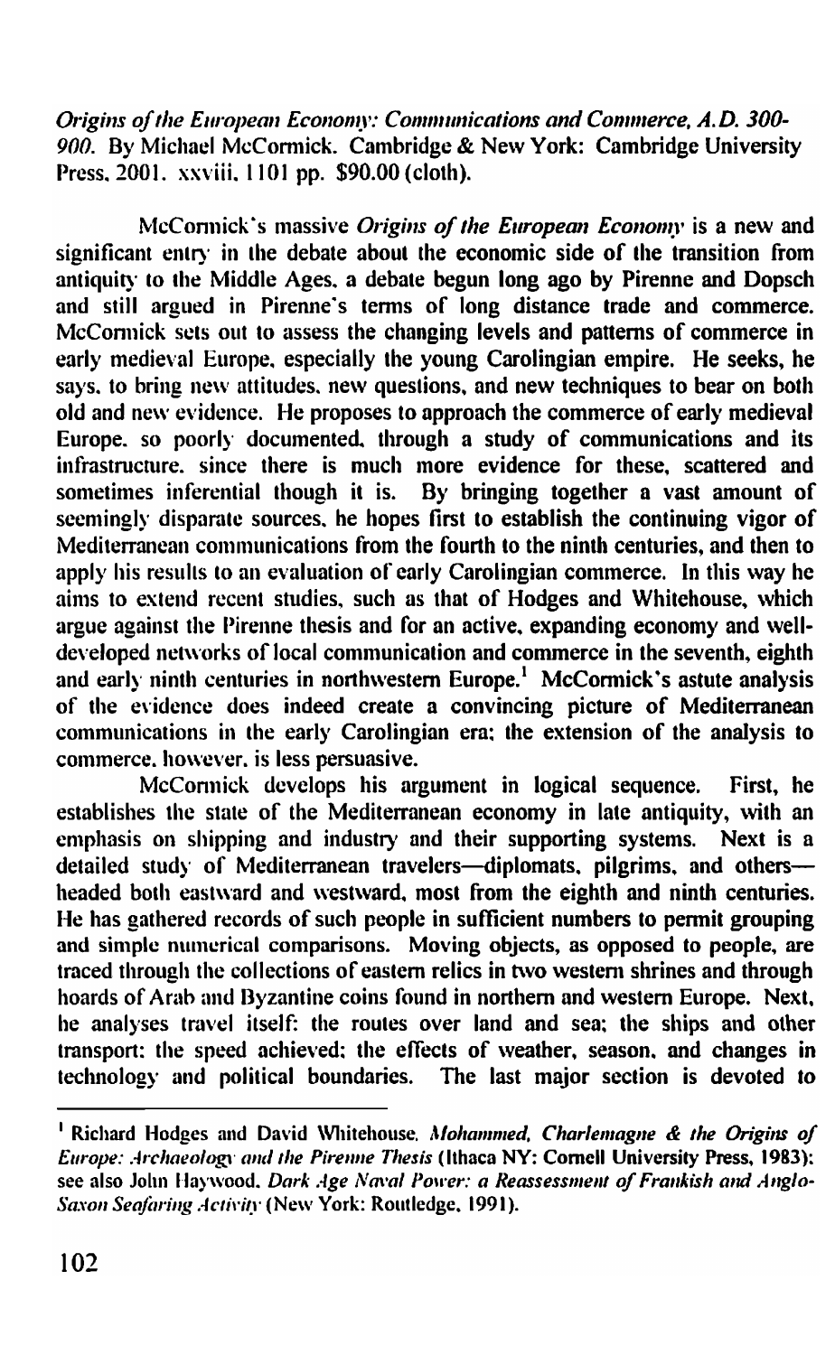*Origins of the European Economy: Communications and Commerce, A.D. 300-900*. By Michael McCormick. Cambridge & New York: Cambridge University Press, 2001. xxviii, 1101 pp. $90.00 (cloth).

McCormick's massive *Origins of the European Economy* is a new and significant entry in the debate about the economic side of the transition from antiquity to the Middle Ages, a debate begun long ago by Pirenne and Dopsch and still argued in Pirenne's terms of long distance trade and commerce. McCormick sets out to assess the changing levels and patterns of commerce in early medieval Europe, especially the young Carolingian empire. He seeks, he says, to bring new attitudes, new questions, and new techniques to bear on both old and new evidence. He proposes to approach the commerce of early medieval Europe, so poorly documented, through a study of communications and its infrastructure, since there is much more evidence for these, scattered and sometimes inferential though it is. By bringing together a vast amount of seemingly disparate sources, he hopes first to establish the continuing vigor of Mediterranean communications from the fourth to the ninth centuries, and then to apply his results to an evaluation of early Carolingian commerce. In this way he aims to extend recent studies, such as that of Hodges and Whitehouse, which argue against the Pirenne thesis and for an active, expanding economy and well-developed networks of local communication and commerce in the seventh, eighth and early ninth centuries in northwestern Europe.[1] McCormick's astute analysis of the evidence does indeed create a convincing picture of Mediterranean communications in the early Carolingian era; the extension of the analysis to commerce, however, is less persuasive.

McCormick develops his argument in logical sequence. First, he establishes the state of the Mediterranean economy in late antiquity, with an emphasis on shipping and industry and their supporting systems. Next is a detailed study of Mediterranean travelers—diplomats, pilgrims, and others—headed both eastward and westward, most from the eighth and ninth centuries. He has gathered records of such people in sufficient numbers to permit grouping and simple numerical comparisons. Moving objects, as opposed to people, are traced through the collections of eastern relics in two western shrines and through hoards of Arab and Byzantine coins found in northern and western Europe. Next, he analyses travel itself: the routes over land and sea; the ships and other transport; the speed achieved; the effects of weather, season, and changes in technology and political boundaries. The last major section is devoted to

[1] Richard Hodges and David Whitehouse, *Mohammed, Charlemagne & the Origins of Europe: Archaeology and the Pirenne Thesis* (Ithaca NY: Cornell University Press, 1983); see also John Haywood, *Dark Age Naval Power: a Reassessment of Frankish and Anglo-Saxon Seafaring Activity* (New York: Routledge, 1991).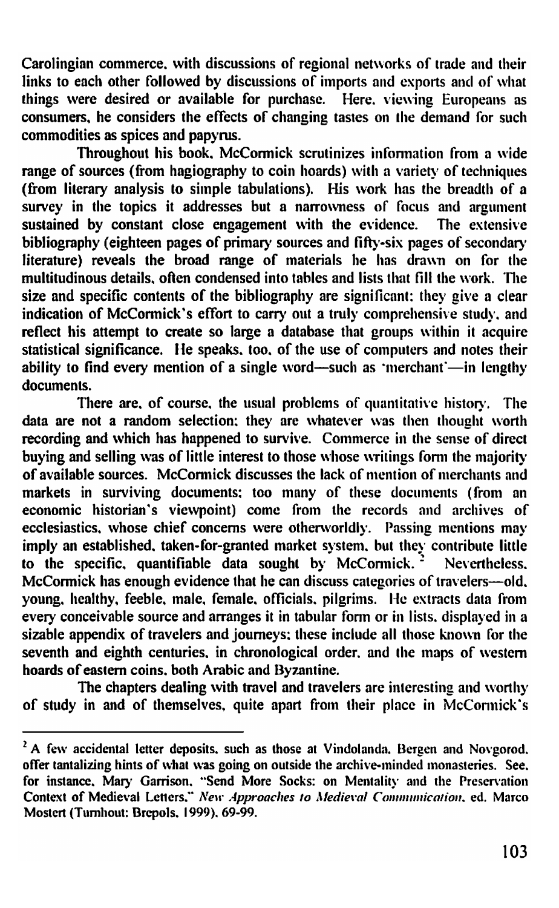Carolingian commerce, with discussions of regional networks of trade and their links to each other followed by discussions of imports and exports and of what things were desired or available for purchase. Here, viewing Europeans as consumers, he considers the effects of changing tastes on the demand for such commodities as spices and papyrus.

Throughout his book, McCormick scrutinizes information from a wide range of sources (from hagiography to coin hoards) with a variety of techniques (from literary analysis to simple tabulations). His work has the breadth of a survey in the topics it addresses but a narrowness of focus and argument sustained by constant close engagement with the evidence. The extensive bibliography (eighteen pages of primary sources and fifty-six pages of secondary literature) reveals the broad range of materials he has drawn on for the multitudinous details, often condensed into tables and lists that fill the work. The size and specific contents of the bibliography are significant; they give a clear indication of McCormick's effort to carry out a truly comprehensive study, and reflect his attempt to create so large a database that groups within it acquire statistical significance. He speaks, too, of the use of computers and notes their ability to find every mention of a single word—such as 'merchant'—in lengthy documents.

There are, of course, the usual problems of quantitative history. The data are not a random selection; they are whatever was then thought worth recording and which has happened to survive. Commerce in the sense of direct buying and selling was of little interest to those whose writings form the majority of available sources. McCormick discusses the lack of mention of merchants and markets in surviving documents; too many of these documents (from an economic historian's viewpoint) come from the records and archives of ecclesiastics, whose chief concerns were otherworldly. Passing mentions may imply an established, taken-for-granted market system, but they contribute little to the specific, quantifiable data sought by McCormick.[2] Nevertheless, McCormick has enough evidence that he can discuss categories of travelers—old, young, healthy, feeble, male, female, officials, pilgrims. He extracts data from every conceivable source and arranges it in tabular form or in lists, displayed in a sizable appendix of travelers and journeys; these include all those known for the seventh and eighth centuries, in chronological order, and the maps of western hoards of eastern coins, both Arabic and Byzantine.

The chapters dealing with travel and travelers are interesting and worthy of study in and of themselves, quite apart from their place in McCormick's

---

[2] A few accidental letter deposits, such as those at Vindolanda, Bergen and Novgorod, offer tantalizing hints of what was going on outside the archive-minded monasteries. See, for instance, Mary Garrison, "Send More Socks: on Mentality and the Preservation Context of Medieval Letters," *New Approaches to Medieval Communication*, ed. Marco Mostert (Turnhout: Brepols, 1999), 69-99.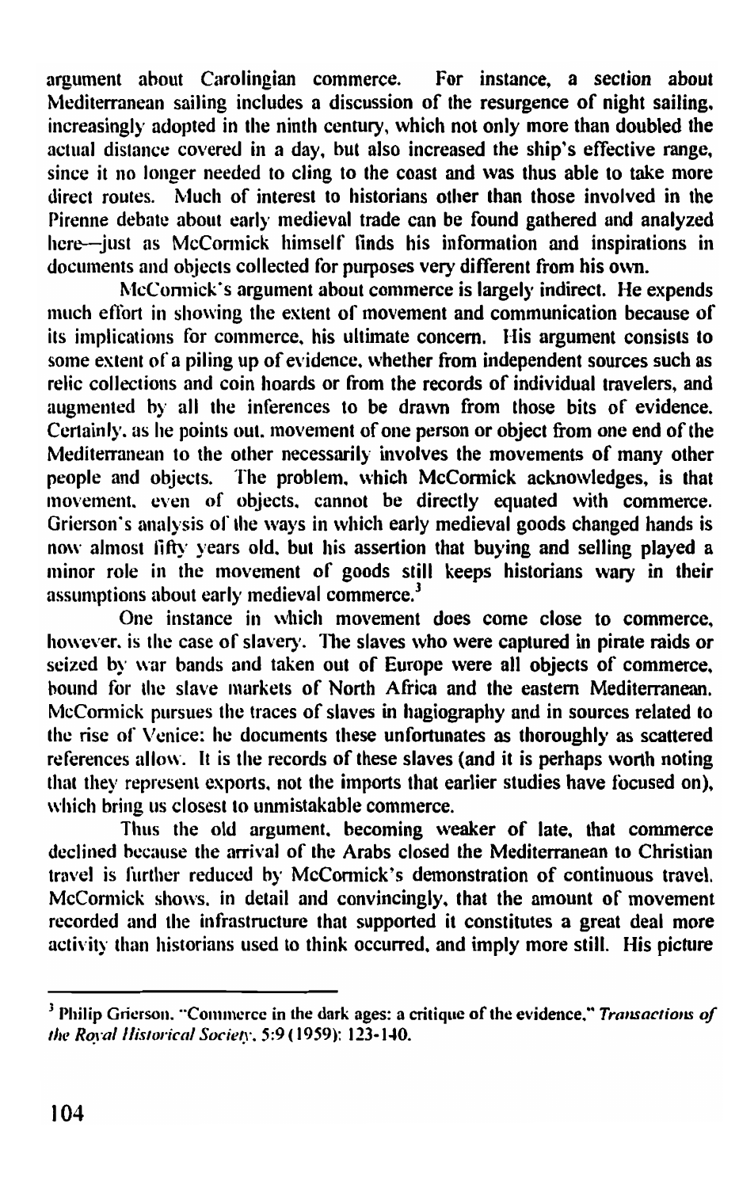argument about Carolingian commerce. For instance, a section about Mediterranean sailing includes a discussion of the resurgence of night sailing, increasingly adopted in the ninth century, which not only more than doubled the actual distance covered in a day, but also increased the ship's effective range, since it no longer needed to cling to the coast and was thus able to take more direct routes. Much of interest to historians other than those involved in the Pirenne debate about early medieval trade can be found gathered and analyzed here—just as McCormick himself finds his information and inspirations in documents and objects collected for purposes very different from his own.

McCormick's argument about commerce is largely indirect. He expends much effort in showing the extent of movement and communication because of its implications for commerce, his ultimate concern. His argument consists to some extent of a piling up of evidence, whether from independent sources such as relic collections and coin hoards or from the records of individual travelers, and augmented by all the inferences to be drawn from those bits of evidence. Certainly, as he points out, movement of one person or object from one end of the Mediterranean to the other necessarily involves the movements of many other people and objects. The problem, which McCormick acknowledges, is that movement, even of objects, cannot be directly equated with commerce. Grierson's analysis of the ways in which early medieval goods changed hands is now almost fifty years old, but his assertion that buying and selling played a minor role in the movement of goods still keeps historians wary in their assumptions about early medieval commerce.[3]

One instance in which movement does come close to commerce, however, is the case of slavery. The slaves who were captured in pirate raids or seized by war bands and taken out of Europe were all objects of commerce, bound for the slave markets of North Africa and the eastern Mediterranean. McCormick pursues the traces of slaves in hagiography and in sources related to the rise of Venice: he documents these unfortunates as thoroughly as scattered references allow. It is the records of these slaves (and it is perhaps worth noting that they represent exports, not the imports that earlier studies have focused on), which bring us closest to unmistakable commerce.

Thus the old argument, becoming weaker of late, that commerce declined because the arrival of the Arabs closed the Mediterranean to Christian travel is further reduced by McCormick's demonstration of continuous travel. McCormick shows, in detail and convincingly, that the amount of movement recorded and the infrastructure that supported it constitutes a great deal more activity than historians used to think occurred, and imply more still. His picture

---

[3] Philip Grierson, "Commerce in the dark ages: a critique of the evidence," *Transactions of the Royal Historical Society*, 5:9 (1959): 123-140.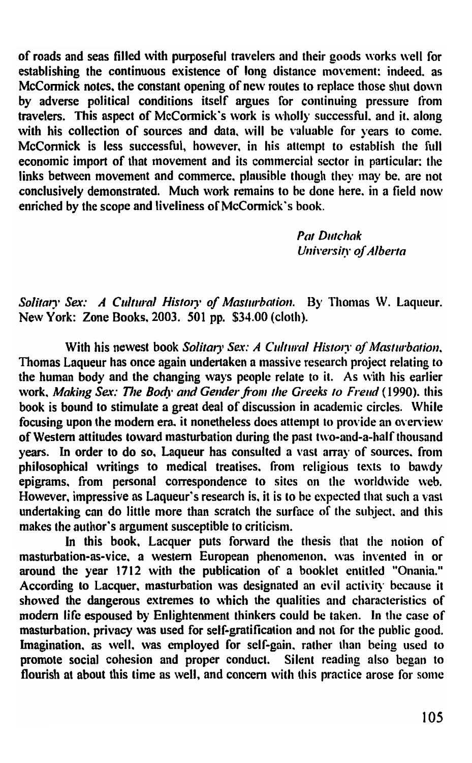of roads and seas filled with purposeful travelers and their goods works well for establishing the continuous existence of long distance movement: indeed, as McCormick notes, the constant opening of new routes to replace those shut down by adverse political conditions itself argues for continuing pressure from travelers. This aspect of McCormick's work is wholly successful, and it, along with his collection of sources and data, will be valuable for years to come. McCormick is less successful, however, in his attempt to establish the full economic import of that movement and its commercial sector in particular: the links between movement and commerce, plausible though they may be, are not conclusively demonstrated. Much work remains to be done here, in a field now enriched by the scope and liveliness of McCormick's book.

*Pat Dutchak*
*University of Alberta*

*Solitary Sex: A Cultural History of Masturbation.* By Thomas W. Laqueur. New York: Zone Books, 2003. 501 pp. $34.00 (cloth).

With his newest book *Solitary Sex: A Cultural History of Masturbation*, Thomas Laqueur has once again undertaken a massive research project relating to the human body and the changing ways people relate to it. As with his earlier work, *Making Sex: The Body and Gender from the Greeks to Freud* (1990), this book is bound to stimulate a great deal of discussion in academic circles. While focusing upon the modern era, it nonetheless does attempt to provide an overview of Western attitudes toward masturbation during the past two-and-a-half thousand years. In order to do so, Laqueur has consulted a vast array of sources, from philosophical writings to medical treatises, from religious texts to bawdy epigrams, from personal correspondence to sites on the worldwide web. However, impressive as Laqueur's research is, it is to be expected that such a vast undertaking can do little more than scratch the surface of the subject, and this makes the author's argument susceptible to criticism.

In this book, Lacquer puts forward the thesis that the notion of masturbation-as-vice, a western European phenomenon, was invented in or around the year 1712 with the publication of a booklet entitled "Onania." According to Lacquer, masturbation was designated an evil activity because it showed the dangerous extremes to which the qualities and characteristics of modern life espoused by Enlightenment thinkers could be taken. In the case of masturbation, privacy was used for self-gratification and not for the public good. Imagination, as well, was employed for self-gain, rather than being used to promote social cohesion and proper conduct. Silent reading also began to flourish at about this time as well, and concern with this practice arose for some